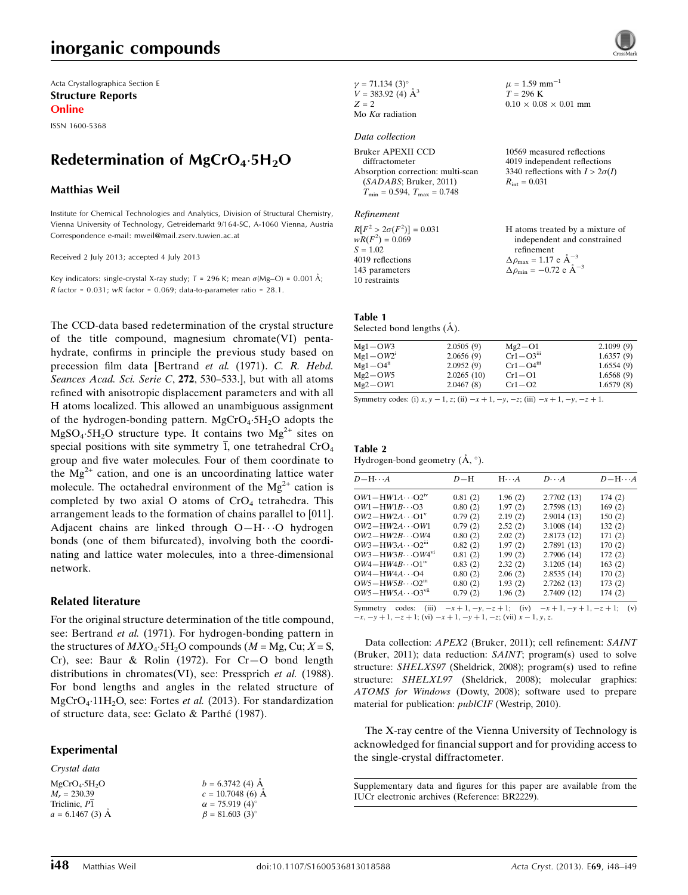Acta Crystallographica Section E

**Structure Reports Online**

ISSN 1600-5368

# Redetermination of $MgCrO_4 \cdot 5H_2O$

**Matthias Weil**

Institute for Chemical Technologies and Analytics, Division of Structural Chemistry, Vienna University of Technology, Getreidemarkt 9/164-SC, A-1060 Vienna, Austria
Correspondence e-mail: mweil@mail.zserv.tuwien.ac.at

Received 2 July 2013; accepted 4 July 2013

Key indicators: single-crystal X-ray study; $T$ = 296 K; mean $\sigma$(Mg–O) = 0.001 Å; $R$ factor = 0.031; $wR$ factor = 0.069; data-to-parameter ratio = 28.1.

The CCD-data based redetermination of the crystal structure of the title compound, magnesium chromate(VI) pentahydrate, confirms in principle the previous study based on precession film data [Bertrand *et al.* (1971). *C. R. Hebd. Seances Acad. Sci. Serie C*, **272**, 530–533.], but with all atoms refined with anisotropic displacement parameters and with all H atoms localized. This allowed an unambiguous assignment of the hydrogen-bonding pattern. $MgCrO_4 \cdot 5H_2O$ adopts the $MgSO_4 \cdot 5H_2O$ structure type. It contains two $Mg^{2+}$ sites on special positions with site symmetry $\overline{1}$, one tetrahedral $CrO_4$ group and five water molecules. Four of them coordinate to the $Mg^{2+}$ cation, and one is an uncoordinating lattice water molecule. The octahedral environment of the $Mg^{2+}$ cation is completed by two axial O atoms of $CrO_4$ tetrahedra. This arrangement leads to the formation of chains parallel to [011]. Adjacent chains are linked through O—H$\cdots$O hydrogen bonds (one of them bifurcated), involving both the coordinating and lattice water molecules, into a three-dimensional network.

## Related literature

For the original structure determination of the title compound, see: Bertrand *et al.* (1971). For hydrogen-bonding pattern in the structures of $MXO_4 \cdot 5H_2O$ compounds ($M$ = Mg, Cu; $X$ = S, Cr), see: Baur & Rolin (1972). For Cr—O bond length distributions in chromates(VI), see: Pressprich *et al.* (1988). For bond lengths and angles in the related structure of $MgCrO_4 \cdot 11H_2O$, see: Fortes *et al.* (2013). For standardization of structure data, see: Gelato & Parthé (1987).

## Experimental

*Crystal data*

$MgCrO_4 \cdot 5H_2O$
$M_r$ = 230.39
Triclinic, $P\overline{1}$
$a$ = 6.1467 (3) Å
$b$ = 6.3742 (4) Å
$c$ = 10.7048 (6) Å
$\alpha$ = 75.919 (4)°
$\beta$ = 81.603 (3)°
$\gamma$ = 71.134 (3)°
$V$ = 383.92 (4) Å$^3$
$Z$ = 2
Mo $K\alpha$ radiation
$\mu$ = 1.59 mm$^{-1}$
$T$ = 296 K
0.10 × 0.08 × 0.01 mm

*Data collection*

Bruker APEXII CCD diffractometer
Absorption correction: multi-scan (*SADABS*; Bruker, 2011)
$T_{min}$ = 0.594, $T_{max}$ = 0.748
10569 measured reflections
4019 independent reflections
3340 reflections with $I > 2\sigma(I)$
$R_{int}$ = 0.031

*Refinement*

$R[F^2 > 2\sigma(F^2)]$ = 0.031
$wR(F^2)$ = 0.069
$S$ = 1.02
4019 reflections
143 parameters
10 restraints
H atoms treated by a mixture of independent and constrained refinement
$\Delta\rho_{max}$ = 1.17 e Å$^{-3}$
$\Delta\rho_{min}$ = −0.72 e Å$^{-3}$

**Table 1**
Selected bond lengths (Å).

| | | | |
|---|---|---|---|
| Mg1—OW3 | 2.0505 (9) | Mg2—O1 | 2.1099 (9) |
| Mg1—OW2$^{i}$ | 2.0656 (9) | Cr1—O3$^{iii}$ | 1.6357 (9) |
| Mg1—O4$^{ii}$ | 2.0952 (9) | Cr1—O4$^{iii}$ | 1.6554 (9) |
| Mg2—OW5 | 2.0265 (10) | Cr1—O1 | 1.6568 (9) |
| Mg2—OW1 | 2.0467 (8) | Cr1—O2 | 1.6579 (8) |

Symmetry codes: (i) $x, y-1, z$; (ii) $-x+1, -y, -z$; (iii) $-x+1, -y, -z+1$.

**Table 2**
Hydrogen-bond geometry (Å, °).

| $D$—H$\cdots A$ | $D$—H | H$\cdots A$ | $D\cdots A$ | $D$—H$\cdots A$ |
|---|---|---|---|---|
| OW1—HW1A$\cdots$O2$^{iv}$ | 0.81 (2) | 1.96 (2) | 2.7702 (13) | 174 (2) |
| OW1—HW1B$\cdots$O3 | 0.80 (2) | 1.97 (2) | 2.7598 (13) | 169 (2) |
| OW2—HW2A$\cdots$O1$^{v}$ | 0.79 (2) | 2.19 (2) | 2.9014 (13) | 150 (2) |
| OW2—HW2A$\cdots$OW1 | 0.79 (2) | 2.52 (2) | 3.1008 (14) | 132 (2) |
| OW2—HW2B$\cdots$OW4 | 0.80 (2) | 2.02 (2) | 2.8173 (12) | 171 (2) |
| OW3—HW3A$\cdots$O2$^{iii}$ | 0.82 (2) | 1.97 (2) | 2.7891 (13) | 170 (2) |
| OW3—HW3B$\cdots$OW4$^{vi}$ | 0.81 (2) | 1.99 (2) | 2.7906 (14) | 172 (2) |
| OW4—HW4B$\cdots$O1$^{iv}$ | 0.83 (2) | 2.32 (2) | 3.1205 (14) | 163 (2) |
| OW4—HW4A$\cdots$O4 | 0.80 (2) | 2.06 (2) | 2.8535 (14) | 170 (2) |
| OW5—HW5B$\cdots$O2$^{iii}$ | 0.80 (2) | 1.93 (2) | 2.7262 (13) | 173 (2) |
| OW5—HW5A$\cdots$O3$^{vii}$ | 0.79 (2) | 1.96 (2) | 2.7409 (12) | 174 (2) |

Symmetry codes: (iii) $-x+1, -y, -z+1$; (iv) $-x+1, -y+1, -z+1$; (v) $-x, -y+1, -z+1$; (vi) $-x+1, -y+1, -z$; (vii) $x-1, y, z$.

Data collection: *APEX2* (Bruker, 2011); cell refinement: *SAINT* (Bruker, 2011); data reduction: *SAINT*; program(s) used to solve structure: *SHELXS97* (Sheldrick, 2008); program(s) used to refine structure: *SHELXL97* (Sheldrick, 2008); molecular graphics: *ATOMS for Windows* (Dowty, 2008); software used to prepare material for publication: *publCIF* (Westrip, 2010).

The X-ray centre of the Vienna University of Technology is acknowledged for financial support and for providing access to the single-crystal diffractometer.

Supplementary data and figures for this paper are available from the IUCr electronic archives (Reference: BR2229).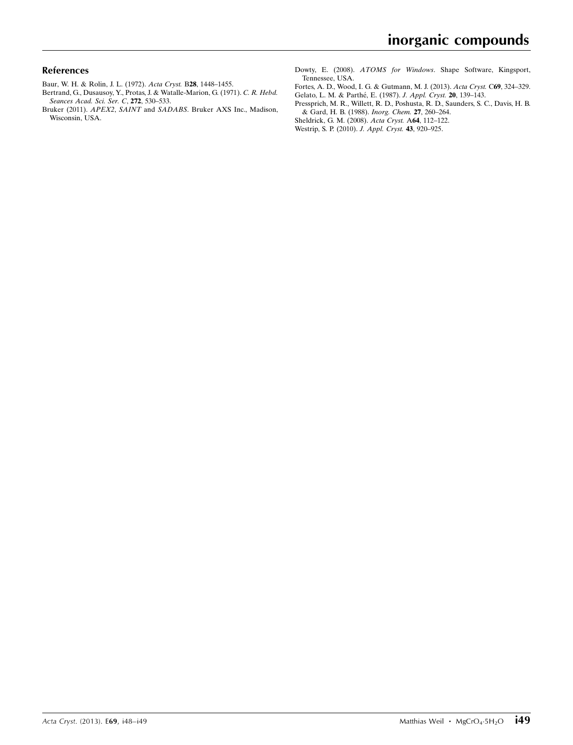## References

Baur, W. H. & Rolin, J. L. (1972). *Acta Cryst.* B**28**, 1448–1455.

Bertrand, G., Dusausoy, Y., Protas, J. & Watalle-Marion, G. (1971). *C. R. Hebd. Seances Acad. Sci. Ser. C*, **272**, 530–533.

Bruker (2011). *APEX2*, *SAINT* and *SADABS*. Bruker AXS Inc., Madison, Wisconsin, USA.

Dowty, E. (2008). *ATOMS for Windows*. Shape Software, Kingsport, Tennessee, USA.

Fortes, A. D., Wood, I. G. & Gutmann, M. J. (2013). *Acta Cryst.* C**69**, 324–329.

Gelato, L. M. & Parthé, E. (1987). *J. Appl. Cryst.* **20**, 139–143.

Pressprich, M. R., Willett, R. D., Poshusta, R. D., Saunders, S. C., Davis, H. B. & Gard, H. B. (1988). *Inorg. Chem.* **27**, 260–264.

Sheldrick, G. M. (2008). *Acta Cryst.* A**64**, 112–122.

Westrip, S. P. (2010). *J. Appl. Cryst.* **43**, 920–925.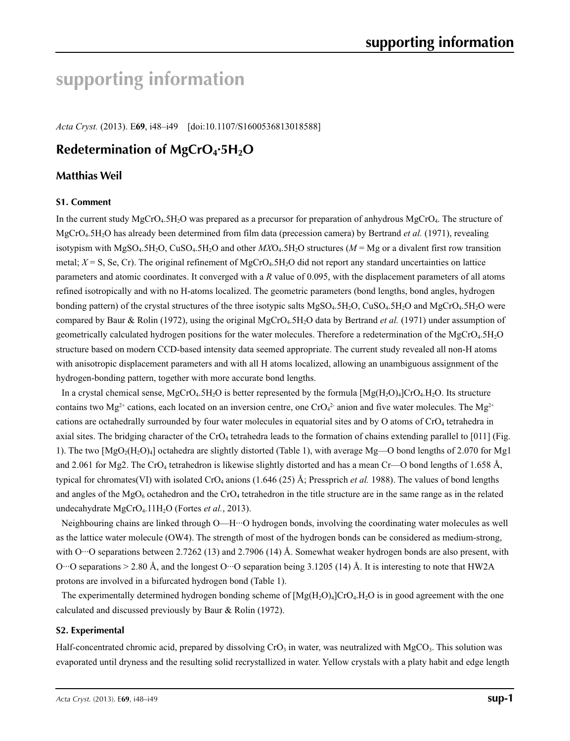# supporting information

*Acta Cryst.* (2013). E**69**, i48–i49    [doi:10.1107/S1600536813018588]

## Redetermination of $MgCrO_4·5H_2O$

### Matthias Weil

#### S1. Comment

In the current study $MgCrO_4.5H_2O$ was prepared as a precursor for preparation of anhydrous $MgCrO_4$. The structure of $MgCrO_4.5H_2O$ has already been determined from film data (precession camera) by Bertrand *et al.* (1971), revealing isotypism with $MgSO_4.5H_2O$, $CuSO_4.5H_2O$ and other $MXO_4.5H_2O$ structures (*M* = Mg or a divalent first row transition metal; *X* = S, Se, Cr). The original refinement of $MgCrO_4.5H_2O$ did not report any standard uncertainties on lattice parameters and atomic coordinates. It converged with a *R* value of 0.095, with the displacement parameters of all atoms refined isotropically and with no H-atoms localized. The geometric parameters (bond lengths, bond angles, hydrogen bonding pattern) of the crystal structures of the three isotypic salts $MgSO_4.5H_2O$, $CuSO_4.5H_2O$ and $MgCrO_4.5H_2O$ were compared by Baur & Rolin (1972), using the original $MgCrO_4.5H_2O$ data by Bertrand *et al.* (1971) under assumption of geometrically calculated hydrogen positions for the water molecules. Therefore a redetermination of the $MgCrO_4.5H_2O$ structure based on modern CCD-based intensity data seemed appropriate. The current study revealed all non-H atoms with anisotropic displacement parameters and with all H atoms localized, allowing an unambiguous assignment of the hydrogen-bonding pattern, together with more accurate bond lengths.

In a crystal chemical sense, $MgCrO_4.5H_2O$ is better represented by the formula $[Mg(H_2O)_4]CrO_4.H_2O$. Its structure contains two $Mg^{2+}$ cations, each located on an inversion centre, one $CrO_4^{2-}$ anion and five water molecules. The $Mg^{2+}$ cations are octahedrally surrounded by four water molecules in equatorial sites and by O atoms of $CrO_4$ tetrahedra in axial sites. The bridging character of the $CrO_4$ tetrahedra leads to the formation of chains extending parallel to [011] (Fig. 1). The two $[MgO_2(H_2O)_4]$ octahedra are slightly distorted (Table 1), with average Mg—O bond lengths of 2.070 for Mg1 and 2.061 for Mg2. The $CrO_4$ tetrahedron is likewise slightly distorted and has a mean Cr—O bond lengths of 1.658 Å, typical for chromates(VI) with isolated $CrO_4$ anions (1.646 (25) Å; Pressprich *et al.* 1988). The values of bond lengths and angles of the $MgO_6$ octahedron and the $CrO_4$ tetrahedron in the title structure are in the same range as in the related undecahydrate $MgCrO_4.11H_2O$ (Fortes *et al.*, 2013).

Neighbouring chains are linked through O—H···O hydrogen bonds, involving the coordinating water molecules as well as the lattice water molecule (OW4). The strength of most of the hydrogen bonds can be considered as medium-strong, with O···O separations between 2.7262 (13) and 2.7906 (14) Å. Somewhat weaker hydrogen bonds are also present, with O···O separations > 2.80 Å, and the longest O···O separation being 3.1205 (14) Å. It is interesting to note that HW2A protons are involved in a bifurcated hydrogen bond (Table 1).

The experimentally determined hydrogen bonding scheme of $[Mg(H_2O)_4]CrO_4.H_2O$ is in good agreement with the one calculated and discussed previously by Baur & Rolin (1972).

#### S2. Experimental

Half-concentrated chromic acid, prepared by dissolving $CrO_3$ in water, was neutralized with $MgCO_3$. This solution was evaporated until dryness and the resulting solid recrystallized in water. Yellow crystals with a platy habit and edge length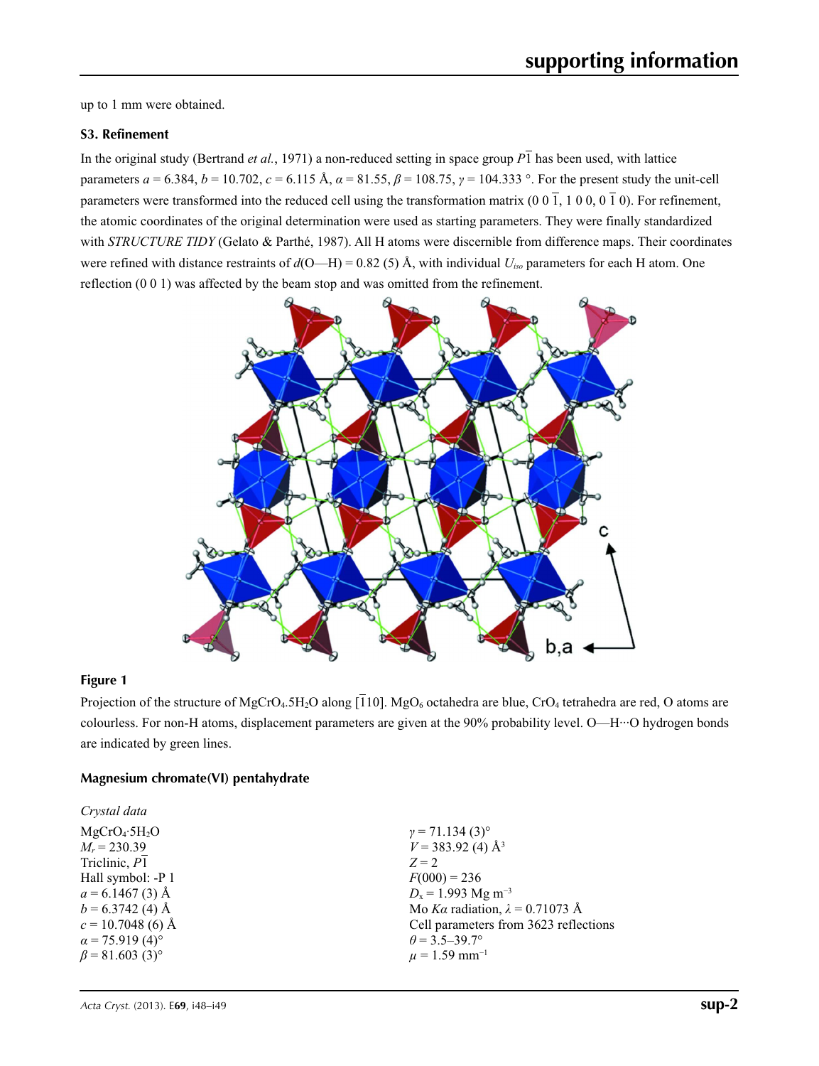up to 1 mm were obtained.

### S3. Refinement

In the original study (Bertrand *et al.*, 1971) a non-reduced setting in space group $P\overline{1}$ has been used, with lattice parameters $a$ = 6.384, $b$ = 10.702, $c$ = 6.115 Å, $\alpha$ = 81.55, $\beta$ = 108.75, $\gamma$ = 104.333 °. For the present study the unit-cell parameters were transformed into the reduced cell using the transformation matrix (0 0 $\overline{1}$, 1 0 0, 0 $\overline{1}$ 0). For refinement, the atomic coordinates of the original determination were used as starting parameters. They were finally standardized with *STRUCTURE TIDY* (Gelato & Parthé, 1987). All H atoms were discernible from difference maps. Their coordinates were refined with distance restraints of $d$(O—H) = 0.82 (5) Å, with individual $U_{iso}$ parameters for each H atom. One reflection (0 0 1) was affected by the beam stop and was omitted from the refinement.

**Figure 1**

Projection of the structure of $MgCrO_4 \cdot 5H_2O$ along [$\overline{1}$10]. $MgO_6$ octahedra are blue, $CrO_4$ tetrahedra are red, O atoms are colourless. For non-H atoms, displacement parameters are given at the 90% probability level. O—H···O hydrogen bonds are indicated by green lines.

### Magnesium chromate(VI) pentahydrate

*Crystal data*

$MgCrO_4 \cdot 5H_2O$
$M_r$ = 230.39
Triclinic, $P\overline{1}$
Hall symbol: -P 1
$a$ = 6.1467 (3) Å
$b$ = 6.3742 (4) Å
$c$ = 10.7048 (6) Å
$\alpha$ = 75.919 (4)°
$\beta$ = 81.603 (3)°
$\gamma$ = 71.134 (3)°
$V$ = 383.92 (4) Å$^3$
$Z$ = 2
$F$(000) = 236
$D_x$ = 1.993 Mg m$^{-3}$
Mo $K\alpha$ radiation, $\lambda$ = 0.71073 Å
Cell parameters from 3623 reflections
$\theta$ = 3.5–39.7°
$\mu$ = 1.59 mm$^{-1}$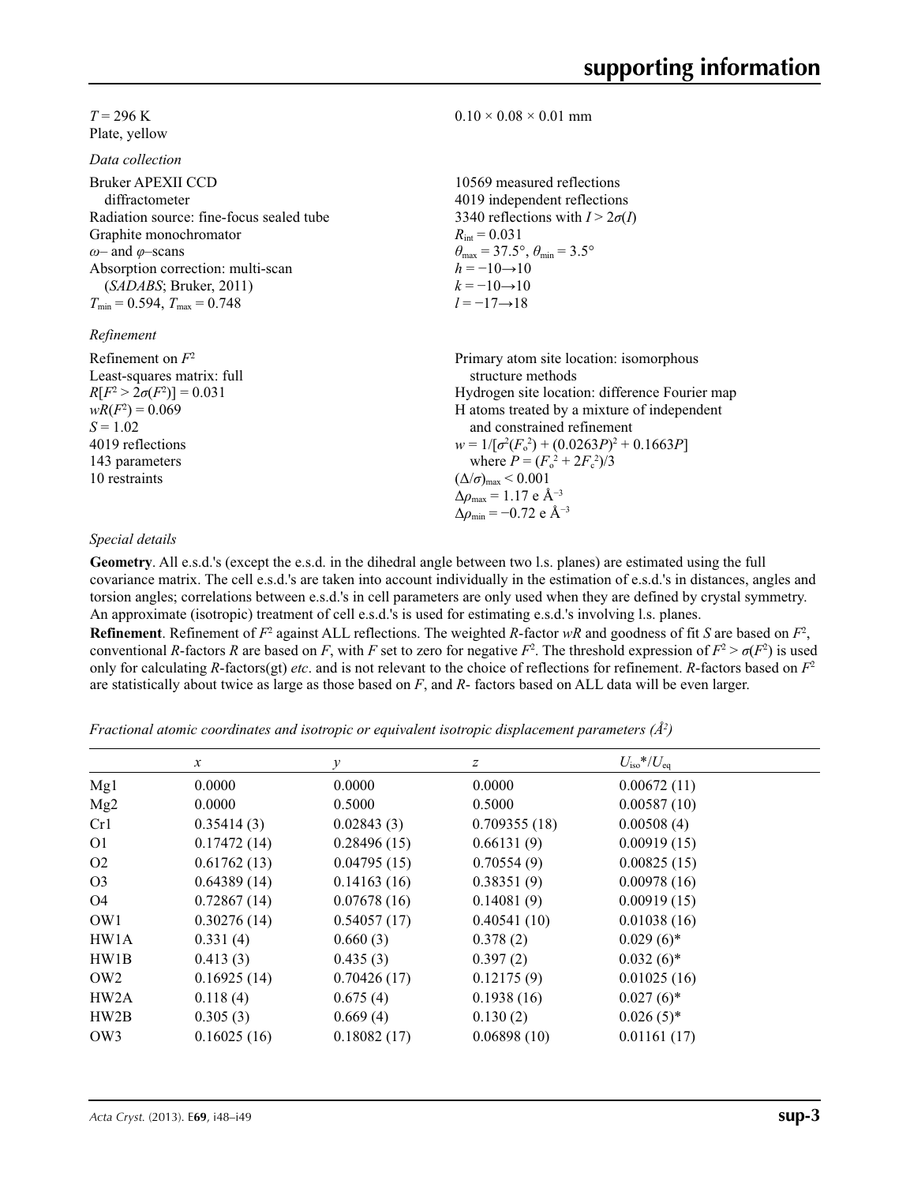$T$ = 296 K
Plate, yellow

$0.10 \times 0.08 \times 0.01$ mm

*Data collection*

Bruker APEXII CCD diffractometer
Radiation source: fine-focus sealed tube
Graphite monochromator
$\omega$– and $\varphi$–scans
Absorption correction: multi-scan (*SADABS*; Bruker, 2011)
$T_{min}$ = 0.594, $T_{max}$ = 0.748

10569 measured reflections
4019 independent reflections
3340 reflections with $I > 2\sigma(I)$
$R_{int}$ = 0.031
$\theta_{max}$ = 37.5°, $\theta_{min}$ = 3.5°
$h = -10 \rightarrow 10$
$k = -10 \rightarrow 10$
$l = -17 \rightarrow 18$

*Refinement*

Refinement on $F^2$
Least-squares matrix: full
$R[F^2 > 2\sigma(F^2)] = 0.031$
$wR(F^2) = 0.069$
$S = 1.02$
4019 reflections
143 parameters
10 restraints

Primary atom site location: isomorphous structure methods
Hydrogen site location: difference Fourier map
H atoms treated by a mixture of independent and constrained refinement
$w = 1/[\sigma^2(F_o^2) + (0.0263P)^2 + 0.1663P]$
where $P = (F_o^2 + 2F_c^2)/3$
$(\Delta/\sigma)_{max} < 0.001$
$\Delta\rho_{max} = 1.17$ e Å$^{-3}$
$\Delta\rho_{min} = -0.72$ e Å$^{-3}$

*Special details*

**Geometry**. All e.s.d.'s (except the e.s.d. in the dihedral angle between two l.s. planes) are estimated using the full covariance matrix. The cell e.s.d.'s are taken into account individually in the estimation of e.s.d.'s in distances, angles and torsion angles; correlations between e.s.d.'s in cell parameters are only used when they are defined by crystal symmetry. An approximate (isotropic) treatment of cell e.s.d.'s is used for estimating e.s.d.'s involving l.s. planes.

**Refinement**. Refinement of $F^2$ against ALL reflections. The weighted $R$-factor $wR$ and goodness of fit $S$ are based on $F^2$, conventional $R$-factors $R$ are based on $F$, with $F$ set to zero for negative $F^2$. The threshold expression of $F^2 > \sigma(F^2)$ is used only for calculating $R$-factors(gt) *etc*. and is not relevant to the choice of reflections for refinement. $R$-factors based on $F^2$ are statistically about twice as large as those based on $F$, and $R$- factors based on ALL data will be even larger.

*Fractional atomic coordinates and isotropic or equivalent isotropic displacement parameters (Å$^2$)*

| | $x$ | $y$ | $z$ | $U_{iso}$\*/$U_{eq}$ |
|---|---|---|---|---|
| Mg1 | 0.0000 | 0.0000 | 0.0000 | 0.00672 (11) |
| Mg2 | 0.0000 | 0.5000 | 0.5000 | 0.00587 (10) |
| Cr1 | 0.35414 (3) | 0.02843 (3) | 0.709355 (18) | 0.00508 (4) |
| O1 | 0.17472 (14) | 0.28496 (15) | 0.66131 (9) | 0.00919 (15) |
| O2 | 0.61762 (13) | 0.04795 (15) | 0.70554 (9) | 0.00825 (15) |
| O3 | 0.64389 (14) | 0.14163 (16) | 0.38351 (9) | 0.00978 (16) |
| O4 | 0.72867 (14) | 0.07678 (16) | 0.14081 (9) | 0.00919 (15) |
| OW1 | 0.30276 (14) | 0.54057 (17) | 0.40541 (10) | 0.01038 (16) |
| HW1A | 0.331 (4) | 0.660 (3) | 0.378 (2) | 0.029 (6)\* |
| HW1B | 0.413 (3) | 0.435 (3) | 0.397 (2) | 0.032 (6)\* |
| OW2 | 0.16925 (14) | 0.70426 (17) | 0.12175 (9) | 0.01025 (16) |
| HW2A | 0.118 (4) | 0.675 (4) | 0.1938 (16) | 0.027 (6)\* |
| HW2B | 0.305 (3) | 0.669 (4) | 0.130 (2) | 0.026 (5)\* |
| OW3 | 0.16025 (16) | 0.18082 (17) | 0.06898 (10) | 0.01161 (17) |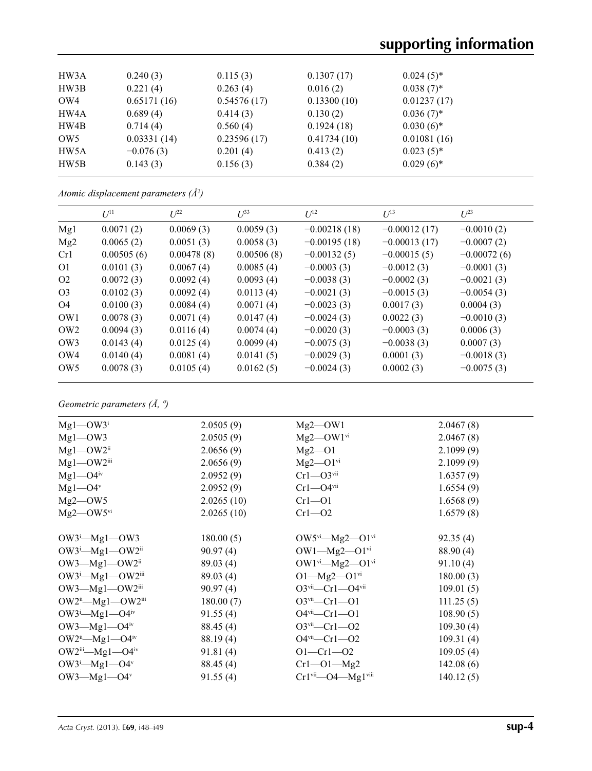| | | | | |
|---|---|---|---|---|
| HW3A | 0.240 (3) | 0.115 (3) | 0.1307 (17) | 0.024 (5)* |
| HW3B | 0.221 (4) | 0.263 (4) | 0.016 (2) | 0.038 (7)* |
| OW4 | 0.65171 (16) | 0.54576 (17) | 0.13300 (10) | 0.01237 (17) |
| HW4A | 0.689 (4) | 0.414 (3) | 0.130 (2) | 0.036 (7)* |
| HW4B | 0.714 (4) | 0.560 (4) | 0.1924 (18) | 0.030 (6)* |
| OW5 | 0.03331 (14) | 0.23596 (17) | 0.41734 (10) | 0.01081 (16) |
| HW5A | −0.076 (3) | 0.201 (4) | 0.413 (2) | 0.023 (5)* |
| HW5B | 0.143 (3) | 0.156 (3) | 0.384 (2) | 0.029 (6)* |

*Atomic displacement parameters (Å²)*

| | $U^{11}$ | $U^{22}$ | $U^{33}$ | $U^{12}$ | $U^{13}$ | $U^{23}$ |
|---|---|---|---|---|---|---|
| Mg1 | 0.0071 (2) | 0.0069 (3) | 0.0059 (3) | −0.00218 (18) | −0.00012 (17) | −0.0010 (2) |
| Mg2 | 0.0065 (2) | 0.0051 (3) | 0.0058 (3) | −0.00195 (18) | −0.00013 (17) | −0.0007 (2) |
| Cr1 | 0.00505 (6) | 0.00478 (8) | 0.00506 (8) | −0.00132 (5) | −0.00015 (5) | −0.00072 (6) |
| O1 | 0.0101 (3) | 0.0067 (4) | 0.0085 (4) | −0.0003 (3) | −0.0012 (3) | −0.0001 (3) |
| O2 | 0.0072 (3) | 0.0092 (4) | 0.0093 (4) | −0.0038 (3) | −0.0002 (3) | −0.0021 (3) |
| O3 | 0.0102 (3) | 0.0092 (4) | 0.0113 (4) | −0.0021 (3) | −0.0015 (3) | −0.0054 (3) |
| O4 | 0.0100 (3) | 0.0084 (4) | 0.0071 (4) | −0.0023 (3) | 0.0017 (3) | 0.0004 (3) |
| OW1 | 0.0078 (3) | 0.0071 (4) | 0.0147 (4) | −0.0024 (3) | 0.0022 (3) | −0.0010 (3) |
| OW2 | 0.0094 (3) | 0.0116 (4) | 0.0074 (4) | −0.0020 (3) | −0.0003 (3) | 0.0006 (3) |
| OW3 | 0.0143 (4) | 0.0125 (4) | 0.0099 (4) | −0.0075 (3) | −0.0038 (3) | 0.0007 (3) |
| OW4 | 0.0140 (4) | 0.0081 (4) | 0.0141 (5) | −0.0029 (3) | 0.0001 (3) | −0.0018 (3) |
| OW5 | 0.0078 (3) | 0.0105 (4) | 0.0162 (5) | −0.0024 (3) | 0.0002 (3) | −0.0075 (3) |

*Geometric parameters (Å, º)*

| | | | |
|---|---|---|---|
| Mg1—OW3$^{i}$ | 2.0505 (9) | Mg2—OW1 | 2.0467 (8) |
| Mg1—OW3 | 2.0505 (9) | Mg2—OW1$^{vi}$ | 2.0467 (8) |
| Mg1—OW2$^{ii}$ | 2.0656 (9) | Mg2—O1 | 2.1099 (9) |
| Mg1—OW2$^{iii}$ | 2.0656 (9) | Mg2—O1$^{vi}$ | 2.1099 (9) |
| Mg1—O4$^{iv}$ | 2.0952 (9) | Cr1—O3$^{vii}$ | 1.6357 (9) |
| Mg1—O4$^{v}$ | 2.0952 (9) | Cr1—O4$^{vii}$ | 1.6554 (9) |
| Mg2—OW5 | 2.0265 (10) | Cr1—O1 | 1.6568 (9) |
| Mg2—OW5$^{vi}$ | 2.0265 (10) | Cr1—O2 | 1.6579 (8) |
| | | | |
| OW3$^{i}$—Mg1—OW3 | 180.00 (5) | OW5$^{vi}$—Mg2—O1$^{vi}$ | 92.35 (4) |
| OW3$^{i}$—Mg1—OW2$^{ii}$ | 90.97 (4) | OW1—Mg2—O1$^{vi}$ | 88.90 (4) |
| OW3—Mg1—OW2$^{ii}$ | 89.03 (4) | OW1$^{vi}$—Mg2—O1$^{vi}$ | 91.10 (4) |
| OW3$^{i}$—Mg1—OW2$^{iii}$ | 89.03 (4) | O1—Mg2—O1$^{vi}$ | 180.00 (3) |
| OW3—Mg1—OW2$^{iii}$ | 90.97 (4) | O3$^{vii}$—Cr1—O4$^{vii}$ | 109.01 (5) |
| OW2$^{ii}$—Mg1—OW2$^{iii}$ | 180.00 (7) | O3$^{vii}$—Cr1—O1 | 111.25 (5) |
| OW3$^{i}$—Mg1—O4$^{iv}$ | 91.55 (4) | O4$^{vii}$—Cr1—O1 | 108.90 (5) |
| OW3—Mg1—O4$^{iv}$ | 88.45 (4) | O3$^{vii}$—Cr1—O2 | 109.30 (4) |
| OW2$^{ii}$—Mg1—O4$^{iv}$ | 88.19 (4) | O4$^{vii}$—Cr1—O2 | 109.31 (4) |
| OW2$^{iii}$—Mg1—O4$^{iv}$ | 91.81 (4) | O1—Cr1—O2 | 109.05 (4) |
| OW3$^{i}$—Mg1—O4$^{v}$ | 88.45 (4) | Cr1—O1—Mg2 | 142.08 (6) |
| OW3—Mg1—O4$^{v}$ | 91.55 (4) | Cr1$^{vii}$—O4—Mg1$^{viii}$ | 140.12 (5) |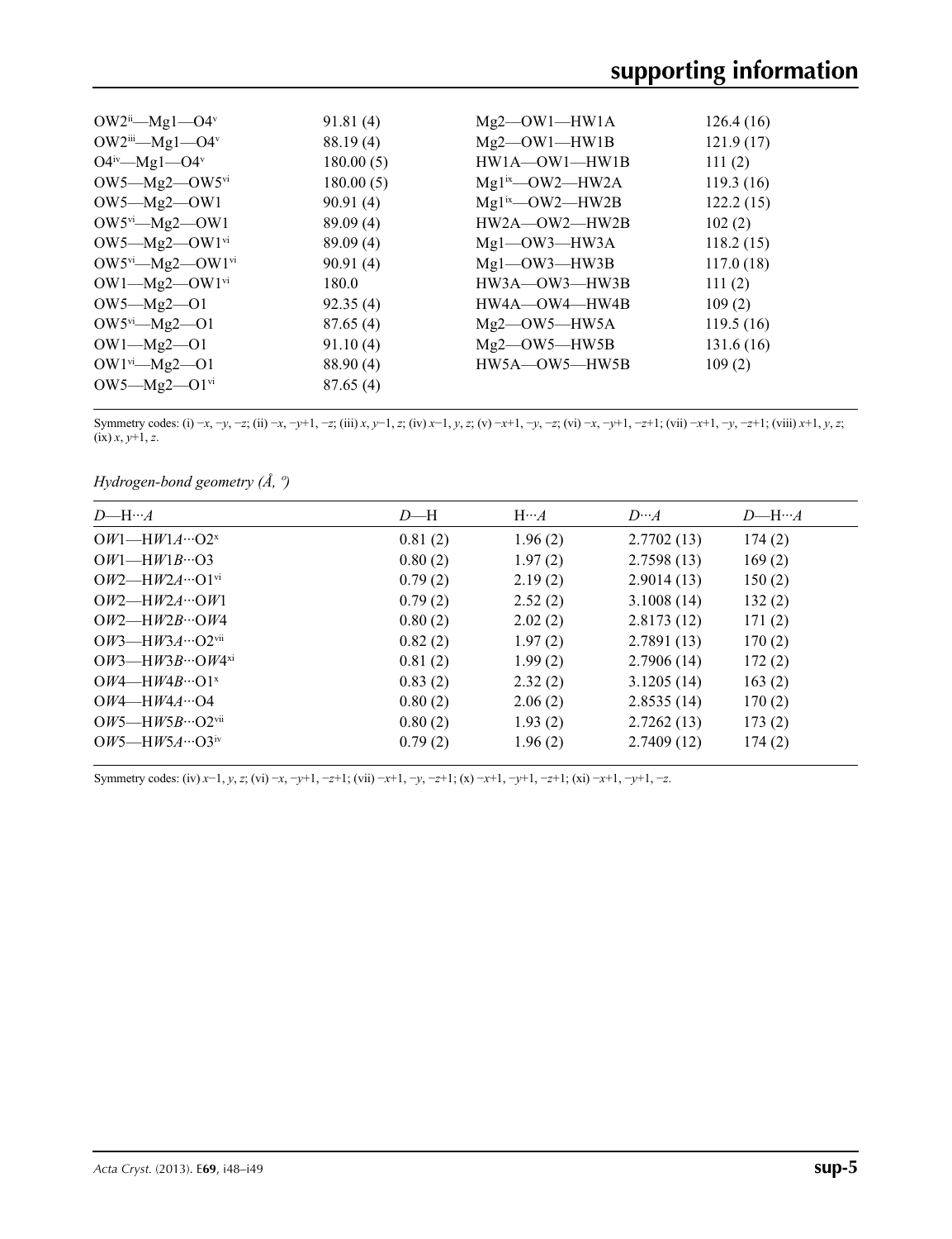| | | | |
|---|---|---|---|
| OW2$^{ii}$—Mg1—O4$^{v}$ | 91.81 (4) | Mg2—OW1—HW1A | 126.4 (16) |
| OW2$^{iii}$—Mg1—O4$^{v}$ | 88.19 (4) | Mg2—OW1—HW1B | 121.9 (17) |
| O4$^{iv}$—Mg1—O4$^{v}$ | 180.00 (5) | HW1A—OW1—HW1B | 111 (2) |
| OW5—Mg2—OW5$^{vi}$ | 180.00 (5) | Mg1$^{ix}$—OW2—HW2A | 119.3 (16) |
| OW5—Mg2—OW1 | 90.91 (4) | Mg1$^{ix}$—OW2—HW2B | 122.2 (15) |
| OW5$^{vi}$—Mg2—OW1 | 89.09 (4) | HW2A—OW2—HW2B | 102 (2) |
| OW5—Mg2—OW1$^{vi}$ | 89.09 (4) | Mg1—OW3—HW3A | 118.2 (15) |
| OW5$^{vi}$—Mg2—OW1$^{vi}$ | 90.91 (4) | Mg1—OW3—HW3B | 117.0 (18) |
| OW1—Mg2—OW1$^{vi}$ | 180.0 | HW3A—OW3—HW3B | 111 (2) |
| OW5—Mg2—O1 | 92.35 (4) | HW4A—OW4—HW4B | 109 (2) |
| OW5$^{vi}$—Mg2—O1 | 87.65 (4) | Mg2—OW5—HW5A | 119.5 (16) |
| OW1—Mg2—O1 | 91.10 (4) | Mg2—OW5—HW5B | 131.6 (16) |
| OW1$^{vi}$—Mg2—O1 | 88.90 (4) | HW5A—OW5—HW5B | 109 (2) |
| OW5—Mg2—O1$^{vi}$ | 87.65 (4) | | |

Symmetry codes: (i) −*x*, −*y*, −*z*; (ii) −*x*, −*y*+1, −*z*; (iii) *x*, *y*−1, *z*; (iv) *x*−1, *y*, *z*; (v) −*x*+1, −*y*, −*z*; (vi) −*x*, −*y*+1, −*z*+1; (vii) −*x*+1, −*y*, −*z*+1; (viii) *x*+1, *y*, *z*; (ix) *x*, *y*+1, *z*.

*Hydrogen-bond geometry (Å, º)*

| *D*—H···*A* | *D*—H | H···*A* | *D*···*A* | *D*—H···*A* |
|---|---|---|---|---|
| O*W*1—H*W*1*A*···O2$^{x}$ | 0.81 (2) | 1.96 (2) | 2.7702 (13) | 174 (2) |
| O*W*1—H*W*1*B*···O3 | 0.80 (2) | 1.97 (2) | 2.7598 (13) | 169 (2) |
| O*W*2—H*W*2*A*···O1$^{vi}$ | 0.79 (2) | 2.19 (2) | 2.9014 (13) | 150 (2) |
| O*W*2—H*W*2*A*···O*W*1 | 0.79 (2) | 2.52 (2) | 3.1008 (14) | 132 (2) |
| O*W*2—H*W*2*B*···O*W*4 | 0.80 (2) | 2.02 (2) | 2.8173 (12) | 171 (2) |
| O*W*3—H*W*3*A*···O2$^{vii}$ | 0.82 (2) | 1.97 (2) | 2.7891 (13) | 170 (2) |
| O*W*3—H*W*3*B*···O*W*4$^{xi}$ | 0.81 (2) | 1.99 (2) | 2.7906 (14) | 172 (2) |
| O*W*4—H*W*4*B*···O1$^{x}$ | 0.83 (2) | 2.32 (2) | 3.1205 (14) | 163 (2) |
| O*W*4—H*W*4*A*···O4 | 0.80 (2) | 2.06 (2) | 2.8535 (14) | 170 (2) |
| O*W*5—H*W*5*B*···O2$^{vii}$ | 0.80 (2) | 1.93 (2) | 2.7262 (13) | 173 (2) |
| O*W*5—H*W*5*A*···O3$^{iv}$ | 0.79 (2) | 1.96 (2) | 2.7409 (12) | 174 (2) |

Symmetry codes: (iv) *x*−1, *y*, *z*; (vi) −*x*, −*y*+1, −*z*+1; (vii) −*x*+1, −*y*, −*z*+1; (x) −*x*+1, −*y*+1, −*z*+1; (xi) −*x*+1, −*y*+1, −*z*.